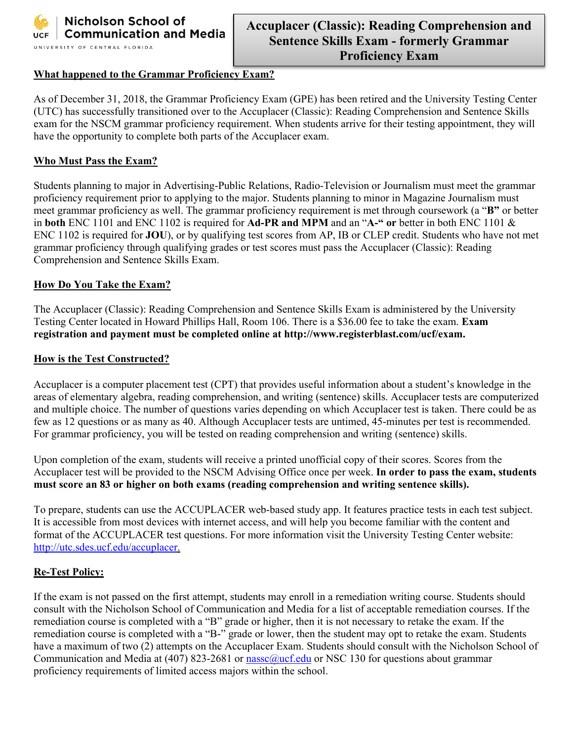Nicholson School of Communication and Media
UCF UNIVERSITY OF CENTRAL FLORIDA

# Accuplacer (Classic): Reading Comprehension and Sentence Skills Exam - formerly Grammar Proficiency Exam

## What happened to the Grammar Proficiency Exam?

As of December 31, 2018, the Grammar Proficiency Exam (GPE) has been retired and the University Testing Center (UTC) has successfully transitioned over to the Accuplacer (Classic): Reading Comprehension and Sentence Skills exam for the NSCM grammar proficiency requirement. When students arrive for their testing appointment, they will have the opportunity to complete both parts of the Accuplacer exam.

## Who Must Pass the Exam?

Students planning to major in Advertising-Public Relations, Radio-Television or Journalism must meet the grammar proficiency requirement prior to applying to the major. Students planning to minor in Magazine Journalism must meet grammar proficiency as well. The grammar proficiency requirement is met through coursework (a "**B"** or better in **both** ENC 1101 and ENC 1102 is required for **Ad-PR and MPM** and an "**A-" or** better in both ENC 1101 & ENC 1102 is required for **JOU**), or by qualifying test scores from AP, IB or CLEP credit. Students who have not met grammar proficiency through qualifying grades or test scores must pass the Accuplacer (Classic): Reading Comprehension and Sentence Skills Exam.

## How Do You Take the Exam?

The Accuplacer (Classic): Reading Comprehension and Sentence Skills Exam is administered by the University Testing Center located in Howard Phillips Hall, Room 106. There is a $36.00 fee to take the exam. **Exam registration and payment must be completed online at http://www.registerblast.com/ucf/exam.**

## How is the Test Constructed?

Accuplacer is a computer placement test (CPT) that provides useful information about a student's knowledge in the areas of elementary algebra, reading comprehension, and writing (sentence) skills. Accuplacer tests are computerized and multiple choice. The number of questions varies depending on which Accuplacer test is taken. There could be as few as 12 questions or as many as 40. Although Accuplacer tests are untimed, 45-minutes per test is recommended. For grammar proficiency, you will be tested on reading comprehension and writing (sentence) skills.

Upon completion of the exam, students will receive a printed unofficial copy of their scores. Scores from the Accuplacer test will be provided to the NSCM Advising Office once per week. **In order to pass the exam, students must score an 83 or higher on both exams (reading comprehension and writing sentence skills).**

To prepare, students can use the ACCUPLACER web-based study app. It features practice tests in each test subject. It is accessible from most devices with internet access, and will help you become familiar with the content and format of the ACCUPLACER test questions. For more information visit the University Testing Center website: [http://utc.sdes.ucf.edu/accuplacer](http://utc.sdes.ucf.edu/accuplacer).

## Re-Test Policy:

If the exam is not passed on the first attempt, students may enroll in a remediation writing course. Students should consult with the Nicholson School of Communication and Media for a list of acceptable remediation courses. If the remediation course is completed with a "B" grade or higher, then it is not necessary to retake the exam. If the remediation course is completed with a "B-" grade or lower, then the student may opt to retake the exam. Students have a maximum of two (2) attempts on the Accuplacer Exam. Students should consult with the Nicholson School of Communication and Media at (407) 823-2681 or [nassc@ucf.edu](mailto:nassc@ucf.edu) or NSC 130 for questions about grammar proficiency requirements of limited access majors within the school.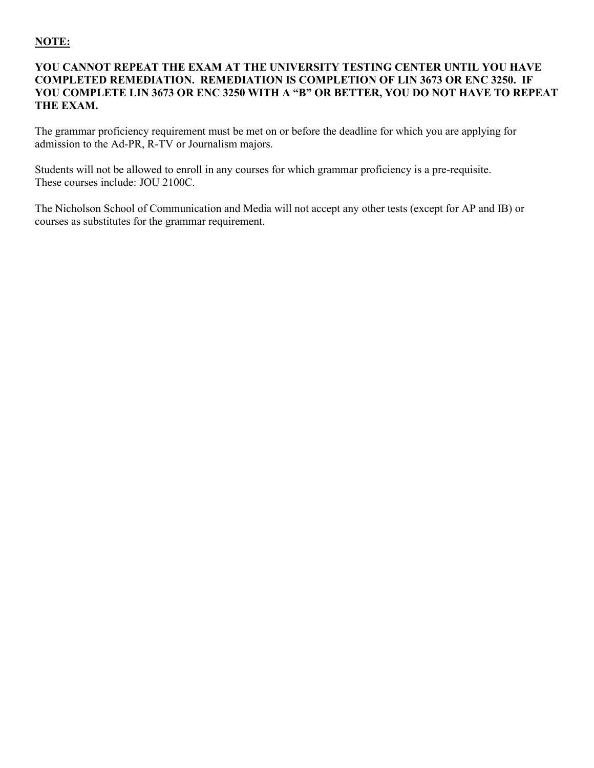**NOTE:**

**YOU CANNOT REPEAT THE EXAM AT THE UNIVERSITY TESTING CENTER UNTIL YOU HAVE COMPLETED REMEDIATION. REMEDIATION IS COMPLETION OF LIN 3673 OR ENC 3250. IF YOU COMPLETE LIN 3673 OR ENC 3250 WITH A "B" OR BETTER, YOU DO NOT HAVE TO REPEAT THE EXAM.**

The grammar proficiency requirement must be met on or before the deadline for which you are applying for admission to the Ad-PR, R-TV or Journalism majors.

Students will not be allowed to enroll in any courses for which grammar proficiency is a pre-requisite. These courses include: JOU 2100C.

The Nicholson School of Communication and Media will not accept any other tests (except for AP and IB) or courses as substitutes for the grammar requirement.